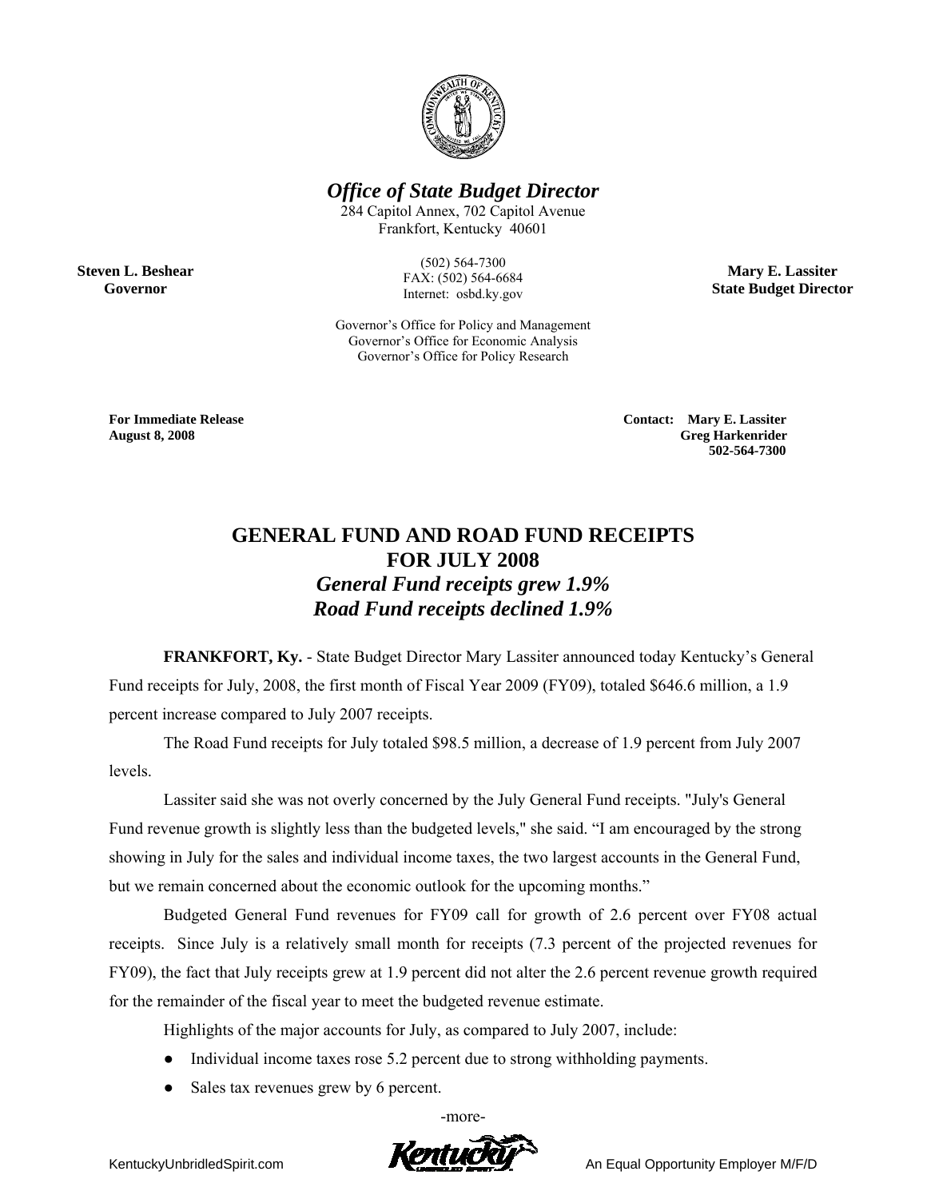**Office of State Budget Director**

284 Capitol Annex, 702 Capitol Avenue
Frankfort, Kentucky 40601

(502) 564-7300
FAX: (502) 564-6684
Internet: osbd.ky.gov

**Steven L. Beshear**
**Governor**

**Mary E. Lassiter**
**State Budget Director**

Governor's Office for Policy and Management
Governor's Office for Economic Analysis
Governor's Office for Policy Research

**For Immediate Release**
**August 8, 2008**

**Contact: Mary E. Lassiter**
**Greg Harkenrider**
**502-564-7300**

# GENERAL FUND AND ROAD FUND RECEIPTS FOR JULY 2008

## *General Fund receipts grew 1.9%*
## *Road Fund receipts declined 1.9%*

**FRANKFORT, Ky.** - State Budget Director Mary Lassiter announced today Kentucky's General Fund receipts for July, 2008, the first month of Fiscal Year 2009 (FY09), totaled $646.6 million, a 1.9 percent increase compared to July 2007 receipts.

The Road Fund receipts for July totaled $98.5 million, a decrease of 1.9 percent from July 2007 levels.

Lassiter said she was not overly concerned by the July General Fund receipts. "July's General Fund revenue growth is slightly less than the budgeted levels," she said. "I am encouraged by the strong showing in July for the sales and individual income taxes, the two largest accounts in the General Fund, but we remain concerned about the economic outlook for the upcoming months."

Budgeted General Fund revenues for FY09 call for growth of 2.6 percent over FY08 actual receipts. Since July is a relatively small month for receipts (7.3 percent of the projected revenues for FY09), the fact that July receipts grew at 1.9 percent did not alter the 2.6 percent revenue growth required for the remainder of the fiscal year to meet the budgeted revenue estimate.

Highlights of the major accounts for July, as compared to July 2007, include:

- Individual income taxes rose 5.2 percent due to strong withholding payments.
- Sales tax revenues grew by 6 percent.

-more-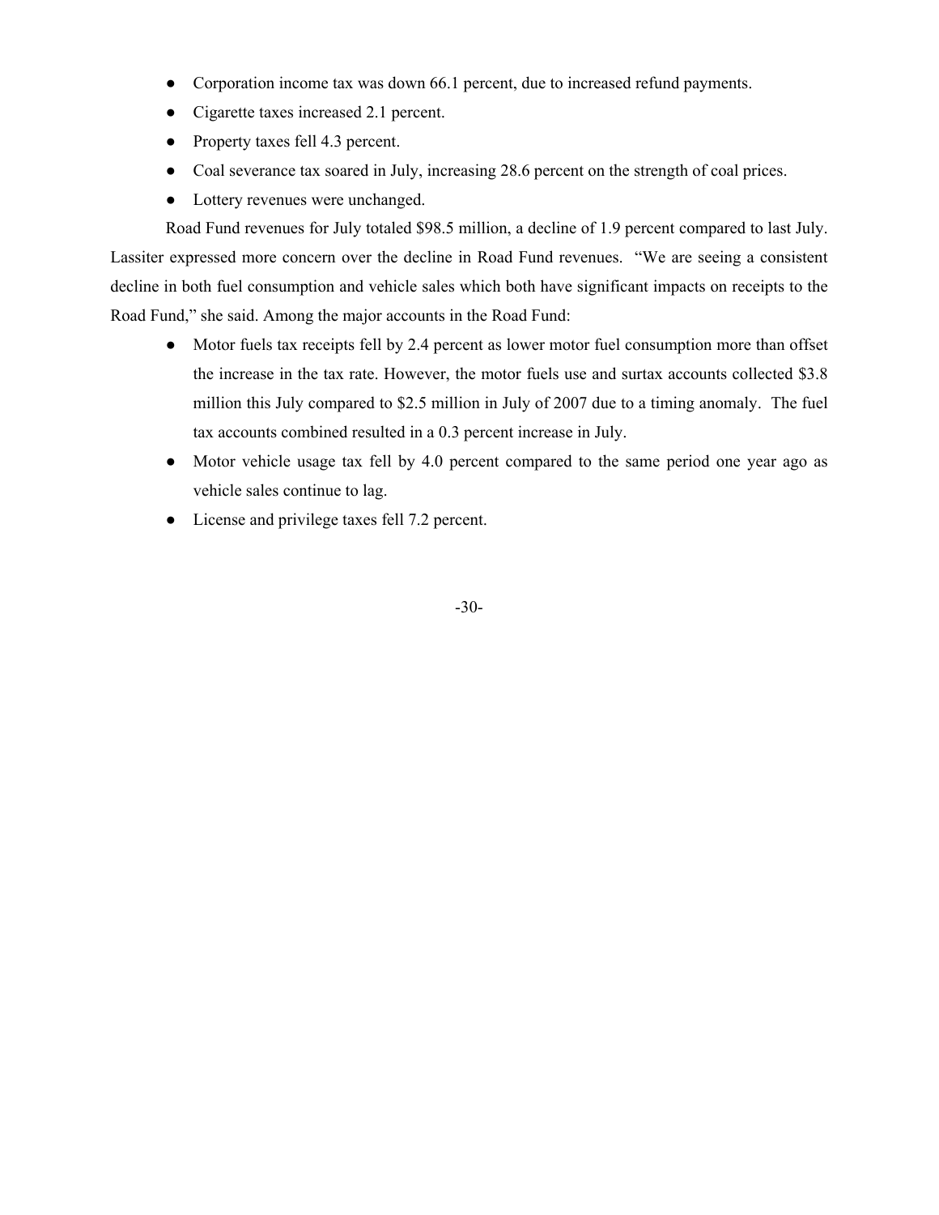- Corporation income tax was down 66.1 percent, due to increased refund payments.
- Cigarette taxes increased 2.1 percent.
- Property taxes fell 4.3 percent.
- Coal severance tax soared in July, increasing 28.6 percent on the strength of coal prices.
- Lottery revenues were unchanged.

Road Fund revenues for July totaled $98.5 million, a decline of 1.9 percent compared to last July. Lassiter expressed more concern over the decline in Road Fund revenues. "We are seeing a consistent decline in both fuel consumption and vehicle sales which both have significant impacts on receipts to the Road Fund," she said. Among the major accounts in the Road Fund:

- Motor fuels tax receipts fell by 2.4 percent as lower motor fuel consumption more than offset the increase in the tax rate. However, the motor fuels use and surtax accounts collected $3.8 million this July compared to $2.5 million in July of 2007 due to a timing anomaly. The fuel tax accounts combined resulted in a 0.3 percent increase in July.
- Motor vehicle usage tax fell by 4.0 percent compared to the same period one year ago as vehicle sales continue to lag.
- License and privilege taxes fell 7.2 percent.

-30-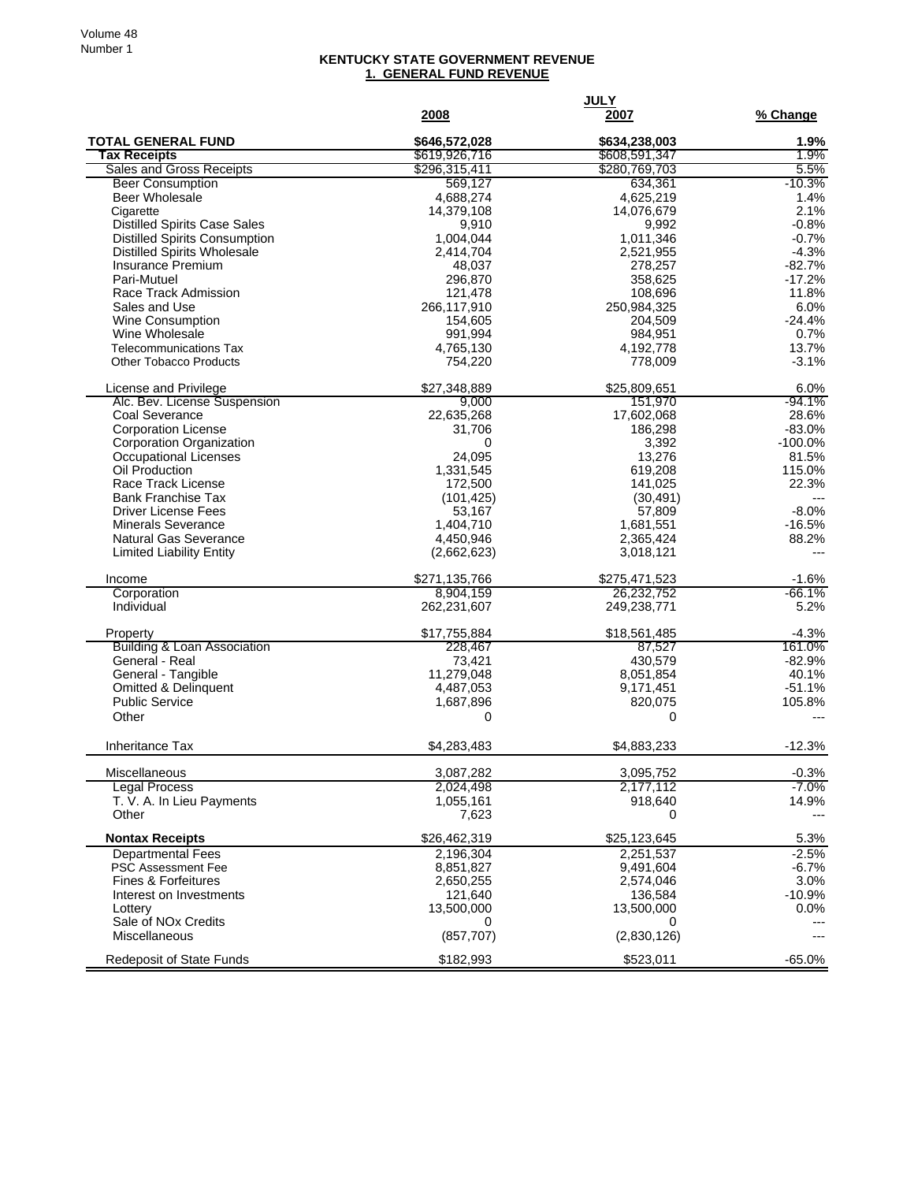# KENTUCKY STATE GOVERNMENT REVENUE

## 1. GENERAL FUND REVENUE

| | JULY | | |
|---|---|---|---|
| | 2008 | 2007 | % Change |
| **TOTAL GENERAL FUND** | **$646,572,028** | **$634,238,003** | **1.9%** |
| **Tax Receipts** | $619,926,716 | $608,591,347 | 1.9% |
| Sales and Gross Receipts | $296,315,411 | $280,769,703 | 5.5% |
| Beer Consumption | 569,127 | 634,361 | -10.3% |
| Beer Wholesale | 4,688,274 | 4,625,219 | 1.4% |
| Cigarette | 14,379,108 | 14,076,679 | 2.1% |
| Distilled Spirits Case Sales | 9,910 | 9,992 | -0.8% |
| Distilled Spirits Consumption | 1,004,044 | 1,011,346 | -0.7% |
| Distilled Spirits Wholesale | 2,414,704 | 2,521,955 | -4.3% |
| Insurance Premium | 48,037 | 278,257 | -82.7% |
| Pari-Mutuel | 296,870 | 358,625 | -17.2% |
| Race Track Admission | 121,478 | 108,696 | 11.8% |
| Sales and Use | 266,117,910 | 250,984,325 | 6.0% |
| Wine Consumption | 154,605 | 204,509 | -24.4% |
| Wine Wholesale | 991,994 | 984,951 | 0.7% |
| Telecommunications Tax | 4,765,130 | 4,192,778 | 13.7% |
| Other Tobacco Products | 754,220 | 778,009 | -3.1% |
| | | | |
| License and Privilege | $27,348,889 | $25,809,651 | 6.0% |
| Alc. Bev. License Suspension | 9,000 | 151,970 | -94.1% |
| Coal Severance | 22,635,268 | 17,602,068 | 28.6% |
| Corporation License | 31,706 | 186,298 | -83.0% |
| Corporation Organization | 0 | 3,392 | -100.0% |
| Occupational Licenses | 24,095 | 13,276 | 81.5% |
| Oil Production | 1,331,545 | 619,208 | 115.0% |
| Race Track License | 172,500 | 141,025 | 22.3% |
| Bank Franchise Tax | (101,425) | (30,491) | --- |
| Driver License Fees | 53,167 | 57,809 | -8.0% |
| Minerals Severance | 1,404,710 | 1,681,551 | -16.5% |
| Natural Gas Severance | 4,450,946 | 2,365,424 | 88.2% |
| Limited Liability Entity | (2,662,623) | 3,018,121 | --- |
| | | | |
| Income | $271,135,766 | $275,471,523 | -1.6% |
| Corporation | 8,904,159 | 26,232,752 | -66.1% |
| Individual | 262,231,607 | 249,238,771 | 5.2% |
| | | | |
| Property | $17,755,884 | $18,561,485 | -4.3% |
| Building & Loan Association | 228,467 | 87,527 | 161.0% |
| General - Real | 73,421 | 430,579 | -82.9% |
| General - Tangible | 11,279,048 | 8,051,854 | 40.1% |
| Omitted & Delinquent | 4,487,053 | 9,171,451 | -51.1% |
| Public Service | 1,687,896 | 820,075 | 105.8% |
| Other | 0 | 0 | --- |
| | | | |
| Inheritance Tax | $4,283,483 | $4,883,233 | -12.3% |
| | | | |
| Miscellaneous | 3,087,282 | 3,095,752 | -0.3% |
| Legal Process | 2,024,498 | 2,177,112 | -7.0% |
| T. V. A. In Lieu Payments | 1,055,161 | 918,640 | 14.9% |
| Other | 7,623 | 0 | --- |
| | | | |
| **Nontax Receipts** | $26,462,319 | $25,123,645 | 5.3% |
| Departmental Fees | 2,196,304 | 2,251,537 | -2.5% |
| PSC Assessment Fee | 8,851,827 | 9,491,604 | -6.7% |
| Fines & Forfeitures | 2,650,255 | 2,574,046 | 3.0% |
| Interest on Investments | 121,640 | 136,584 | -10.9% |
| Lottery | 13,500,000 | 13,500,000 | 0.0% |
| Sale of NOx Credits | 0 | 0 | --- |
| Miscellaneous | (857,707) | (2,830,126) | --- |
| | | | |
| Redeposit of State Funds | $182,993 | $523,011 | -65.0% |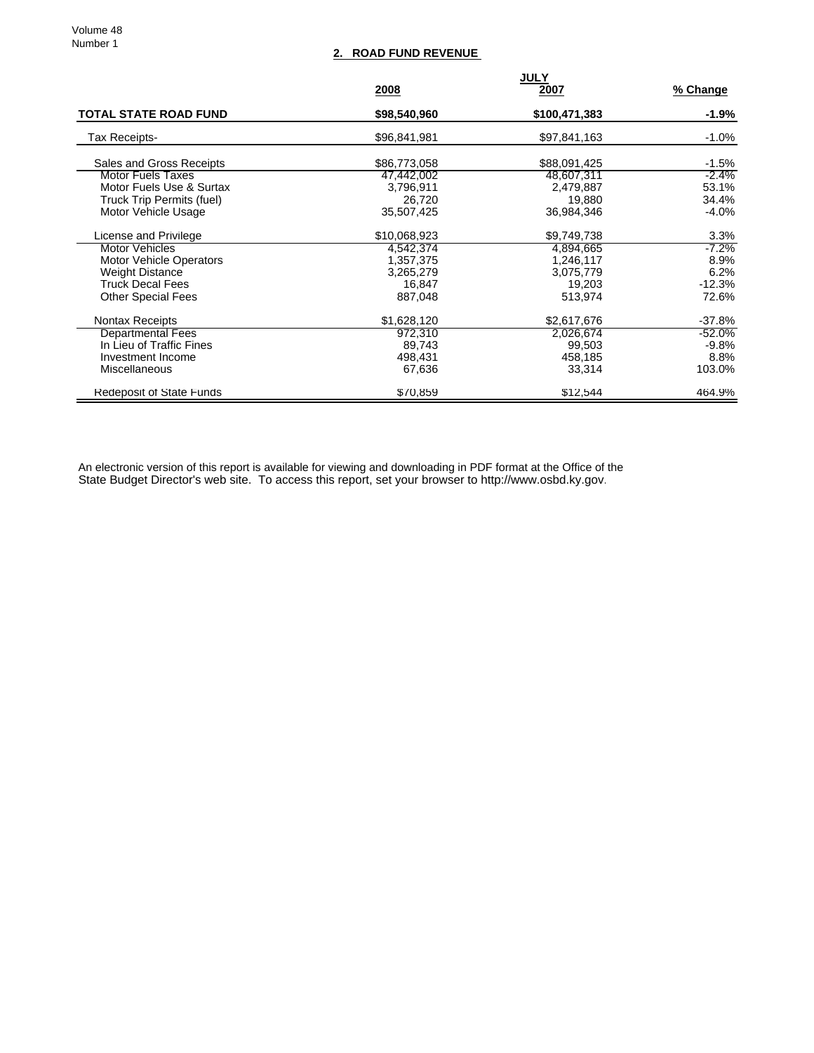## 2. ROAD FUND REVENUE

| | JULY | | |
|---|---|---|---|
| | 2008 | 2007 | % Change |
| **TOTAL STATE ROAD FUND** | **$98,540,960** | **$100,471,383** | **-1.9%** |
| Tax Receipts- | $96,841,981 | $97,841,163 | -1.0% |
| Sales and Gross Receipts | $86,773,058 | $88,091,425 | -1.5% |
| Motor Fuels Taxes | 47,442,002 | 48,607,311 | -2.4% |
| Motor Fuels Use & Surtax | 3,796,911 | 2,479,887 | 53.1% |
| Truck Trip Permits (fuel) | 26,720 | 19,880 | 34.4% |
| Motor Vehicle Usage | 35,507,425 | 36,984,346 | -4.0% |
| License and Privilege | $10,068,923 | $9,749,738 | 3.3% |
| Motor Vehicles | 4,542,374 | 4,894,665 | -7.2% |
| Motor Vehicle Operators | 1,357,375 | 1,246,117 | 8.9% |
| Weight Distance | 3,265,279 | 3,075,779 | 6.2% |
| Truck Decal Fees | 16,847 | 19,203 | -12.3% |
| Other Special Fees | 887,048 | 513,974 | 72.6% |
| Nontax Receipts | $1,628,120 | $2,617,676 | -37.8% |
| Departmental Fees | 972,310 | 2,026,674 | -52.0% |
| In Lieu of Traffic Fines | 89,743 | 99,503 | -9.8% |
| Investment Income | 498,431 | 458,185 | 8.8% |
| Miscellaneous | 67,636 | 33,314 | 103.0% |
| Redeposit of State Funds | $70,859 | $12,544 | 464.9% |

An electronic version of this report is available for viewing and downloading in PDF format at the Office of the State Budget Director's web site. To access this report, set your browser to http://www.osbd.ky.gov.